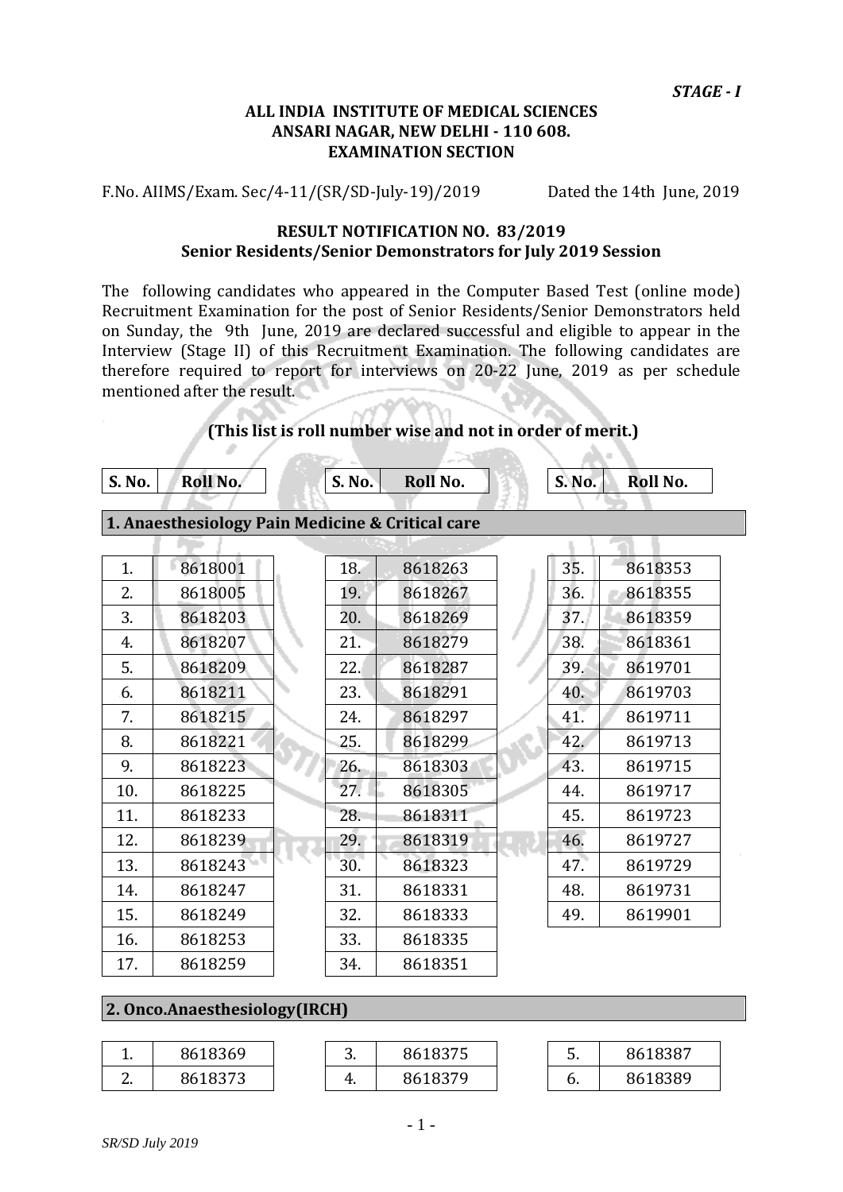*STAGE - I*

**ALL INDIA INSTITUTE OF MEDICAL SCIENCES**
**ANSARI NAGAR, NEW DELHI - 110 608.**
**EXAMINATION SECTION**

F.No. AIIMS/Exam. Sec/4-11/(SR/SD-July-19)/2019 Dated the 14th June, 2019

**RESULT NOTIFICATION NO. 83/2019**
**Senior Residents/Senior Demonstrators for July 2019 Session**

The following candidates who appeared in the Computer Based Test (online mode) Recruitment Examination for the post of Senior Residents/Senior Demonstrators held on Sunday, the 9th June, 2019 are declared successful and eligible to appear in the Interview (Stage II) of this Recruitment Examination. The following candidates are therefore required to report for interviews on 20-22 June, 2019 as per schedule mentioned after the result.

**(This list is roll number wise and not in order of merit.)**

### 1. Anaesthesiology Pain Medicine & Critical care

| S. No. | Roll No. | S. No. | Roll No. | S. No. | Roll No. |
|---|---|---|---|---|---|
| 1. | 8618001 | 18. | 8618263 | 35. | 8618353 |
| 2. | 8618005 | 19. | 8618267 | 36. | 8618355 |
| 3. | 8618203 | 20. | 8618269 | 37. | 8618359 |
| 4. | 8618207 | 21. | 8618279 | 38. | 8618361 |
| 5. | 8618209 | 22. | 8618287 | 39. | 8619701 |
| 6. | 8618211 | 23. | 8618291 | 40. | 8619703 |
| 7. | 8618215 | 24. | 8618297 | 41. | 8619711 |
| 8. | 8618221 | 25. | 8618299 | 42. | 8619713 |
| 9. | 8618223 | 26. | 8618303 | 43. | 8619715 |
| 10. | 8618225 | 27. | 8618305 | 44. | 8619717 |
| 11. | 8618233 | 28. | 8618311 | 45. | 8619723 |
| 12. | 8618239 | 29. | 8618319 | 46. | 8619727 |
| 13. | 8618243 | 30. | 8618323 | 47. | 8619729 |
| 14. | 8618247 | 31. | 8618331 | 48. | 8619731 |
| 15. | 8618249 | 32. | 8618333 | 49. | 8619901 |
| 16. | 8618253 | 33. | 8618335 | | |
| 17. | 8618259 | 34. | 8618351 | | |

### 2. Onco.Anaesthesiology(IRCH)

| S. No. | Roll No. | S. No. | Roll No. | S. No. | Roll No. |
|---|---|---|---|---|---|
| 1. | 8618369 | 3. | 8618375 | 5. | 8618387 |
| 2. | 8618373 | 4. | 8618379 | 6. | 8618389 |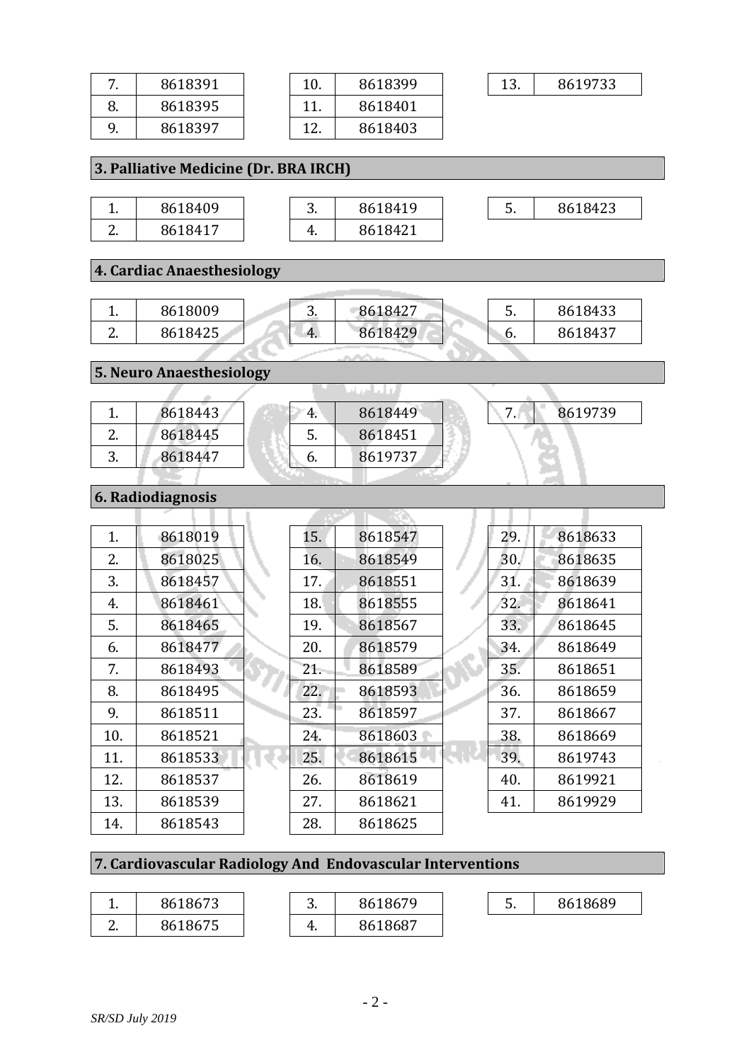| 7. | 8618391 | 10. | 8618399 | 13. | 8619733 |
|---|---|---|---|---|---|
| 8. | 8618395 | 11. | 8618401 | | |
| 9. | 8618397 | 12. | 8618403 | | |

## 3. Palliative Medicine (Dr. BRA IRCH)

| 1. | 8618409 | 3. | 8618419 | 5. | 8618423 |
|---|---|---|---|---|---|
| 2. | 8618417 | 4. | 8618421 | | |

## 4. Cardiac Anaesthesiology

| 1. | 8618009 | 3. | 8618427 | 5. | 8618433 |
|---|---|---|---|---|---|
| 2. | 8618425 | 4. | 8618429 | 6. | 8618437 |

## 5. Neuro Anaesthesiology

| 1. | 8618443 | 4. | 8618449 | 7. | 8619739 |
|---|---|---|---|---|---|
| 2. | 8618445 | 5. | 8618451 | | |
| 3. | 8618447 | 6. | 8619737 | | |

## 6. Radiodiagnosis

| 1. | 8618019 | 15. | 8618547 | 29. | 8618633 |
|---|---|---|---|---|---|
| 2. | 8618025 | 16. | 8618549 | 30. | 8618635 |
| 3. | 8618457 | 17. | 8618551 | 31. | 8618639 |
| 4. | 8618461 | 18. | 8618555 | 32. | 8618641 |
| 5. | 8618465 | 19. | 8618567 | 33. | 8618645 |
| 6. | 8618477 | 20. | 8618579 | 34. | 8618649 |
| 7. | 8618493 | 21. | 8618589 | 35. | 8618651 |
| 8. | 8618495 | 22. | 8618593 | 36. | 8618659 |
| 9. | 8618511 | 23. | 8618597 | 37. | 8618667 |
| 10. | 8618521 | 24. | 8618603 | 38. | 8618669 |
| 11. | 8618533 | 25. | 8618615 | 39. | 8619743 |
| 12. | 8618537 | 26. | 8618619 | 40. | 8619921 |
| 13. | 8618539 | 27. | 8618621 | 41. | 8619929 |
| 14. | 8618543 | 28. | 8618625 | | |

## 7. Cardiovascular Radiology And Endovascular Interventions

| 1. | 8618673 | 3. | 8618679 | 5. | 8618689 |
|---|---|---|---|---|---|
| 2. | 8618675 | 4. | 8618687 | | |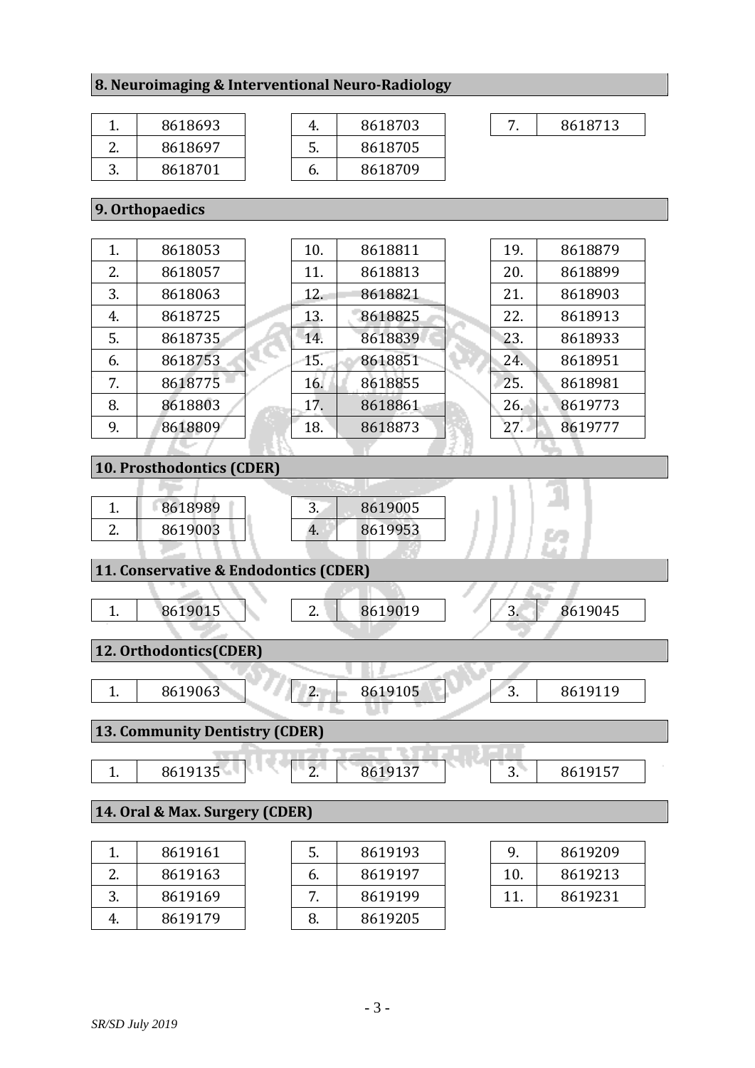## 8. Neuroimaging & Interventional Neuro-Radiology

| | | | | | |
|---|---|---|---|---|---|
| 1. | 8618693 | 4. | 8618703 | 7. | 8618713 |
| 2. | 8618697 | 5. | 8618705 | | |
| 3. | 8618701 | 6. | 8618709 | | |

## 9. Orthopaedics

| | | | | | |
|---|---|---|---|---|---|
| 1. | 8618053 | 10. | 8618811 | 19. | 8618879 |
| 2. | 8618057 | 11. | 8618813 | 20. | 8618899 |
| 3. | 8618063 | 12. | 8618821 | 21. | 8618903 |
| 4. | 8618725 | 13. | 8618825 | 22. | 8618913 |
| 5. | 8618735 | 14. | 8618839 | 23. | 8618933 |
| 6. | 8618753 | 15. | 8618851 | 24. | 8618951 |
| 7. | 8618775 | 16. | 8618855 | 25. | 8618981 |
| 8. | 8618803 | 17. | 8618861 | 26. | 8619773 |
| 9. | 8618809 | 18. | 8618873 | 27. | 8619777 |

## 10. Prosthodontics (CDER)

| | | | |
|---|---|---|---|
| 1. | 8618989 | 3. | 8619005 |
| 2. | 8619003 | 4. | 8619953 |

## 11. Conservative & Endodontics (CDER)

| | | | | | |
|---|---|---|---|---|---|
| 1. | 8619015 | 2. | 8619019 | 3. | 8619045 |

## 12. Orthodontics(CDER)

| | | | | | |
|---|---|---|---|---|---|
| 1. | 8619063 | 2. | 8619105 | 3. | 8619119 |

## 13. Community Dentistry (CDER)

| | | | | | |
|---|---|---|---|---|---|
| 1. | 8619135 | 2. | 8619137 | 3. | 8619157 |

## 14. Oral & Max. Surgery (CDER)

| | | | | | |
|---|---|---|---|---|---|
| 1. | 8619161 | 5. | 8619193 | 9. | 8619209 |
| 2. | 8619163 | 6. | 8619197 | 10. | 8619213 |
| 3. | 8619169 | 7. | 8619199 | 11. | 8619231 |
| 4. | 8619179 | 8. | 8619205 | | |

*SR/SD July 2019*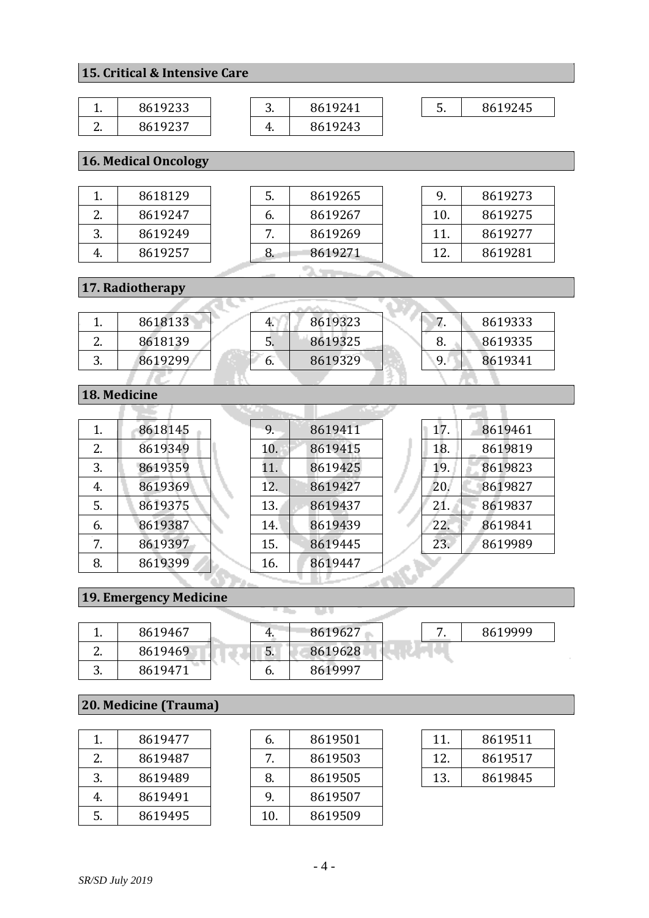## 15. Critical & Intensive Care

| | | | | | |
|---|---|---|---|---|---|
| 1. | 8619233 | 3. | 8619241 | 5. | 8619245 |
| 2. | 8619237 | 4. | 8619243 | | |

## 16. Medical Oncology

| | | | | | |
|---|---|---|---|---|---|
| 1. | 8618129 | 5. | 8619265 | 9. | 8619273 |
| 2. | 8619247 | 6. | 8619267 | 10. | 8619275 |
| 3. | 8619249 | 7. | 8619269 | 11. | 8619277 |
| 4. | 8619257 | 8. | 8619271 | 12. | 8619281 |

## 17. Radiotherapy

| | | | | | |
|---|---|---|---|---|---|
| 1. | 8618133 | 4. | 8619323 | 7. | 8619333 |
| 2. | 8618139 | 5. | 8619325 | 8. | 8619335 |
| 3. | 8619299 | 6. | 8619329 | 9. | 8619341 |

## 18. Medicine

| | | | | | |
|---|---|---|---|---|---|
| 1. | 8618145 | 9. | 8619411 | 17. | 8619461 |
| 2. | 8619349 | 10. | 8619415 | 18. | 8619819 |
| 3. | 8619359 | 11. | 8619425 | 19. | 8619823 |
| 4. | 8619369 | 12. | 8619427 | 20. | 8619827 |
| 5. | 8619375 | 13. | 8619437 | 21. | 8619837 |
| 6. | 8619387 | 14. | 8619439 | 22. | 8619841 |
| 7. | 8619397 | 15. | 8619445 | 23. | 8619989 |
| 8. | 8619399 | 16. | 8619447 | | |

## 19. Emergency Medicine

| | | | | | |
|---|---|---|---|---|---|
| 1. | 8619467 | 4. | 8619627 | 7. | 8619999 |
| 2. | 8619469 | 5. | 8619628 | | |
| 3. | 8619471 | 6. | 8619997 | | |

## 20. Medicine (Trauma)

| | | | | | |
|---|---|---|---|---|---|
| 1. | 8619477 | 6. | 8619501 | 11. | 8619511 |
| 2. | 8619487 | 7. | 8619503 | 12. | 8619517 |
| 3. | 8619489 | 8. | 8619505 | 13. | 8619845 |
| 4. | 8619491 | 9. | 8619507 | | |
| 5. | 8619495 | 10. | 8619509 | | |

*SR/SD July 2019*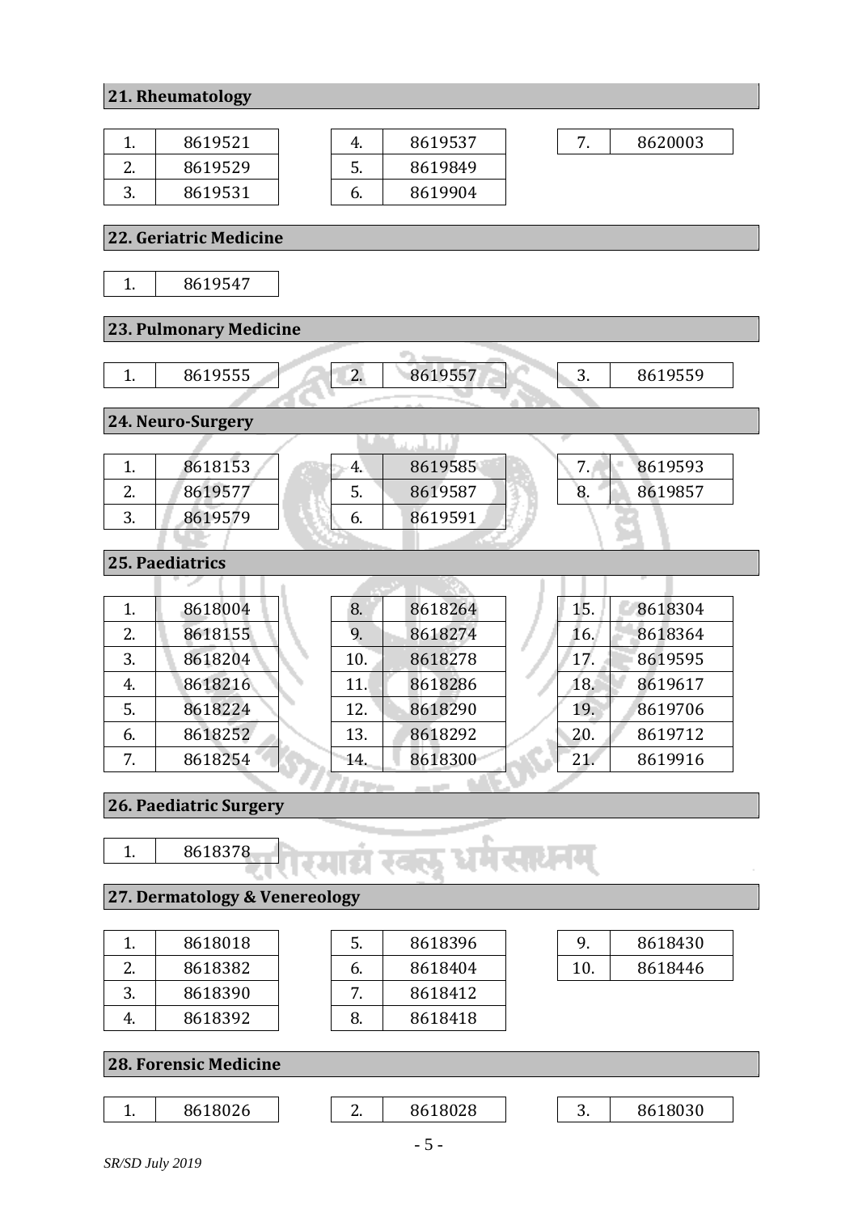## 21. Rheumatology

| | | | | | |
|---|---|---|---|---|---|
| 1. | 8619521 | 4. | 8619537 | 7. | 8620003 |
| 2. | 8619529 | 5. | 8619849 | | |
| 3. | 8619531 | 6. | 8619904 | | |

## 22. Geriatric Medicine

| | |
|---|---|
| 1. | 8619547 |

## 23. Pulmonary Medicine

| | | | | | |
|---|---|---|---|---|---|
| 1. | 8619555 | 2. | 8619557 | 3. | 8619559 |

## 24. Neuro-Surgery

| | | | | | |
|---|---|---|---|---|---|
| 1. | 8618153 | 4. | 8619585 | 7. | 8619593 |
| 2. | 8619577 | 5. | 8619587 | 8. | 8619857 |
| 3. | 8619579 | 6. | 8619591 | | |

## 25. Paediatrics

| | | | | | |
|---|---|---|---|---|---|
| 1. | 8618004 | 8. | 8618264 | 15. | 8618304 |
| 2. | 8618155 | 9. | 8618274 | 16. | 8618364 |
| 3. | 8618204 | 10. | 8618278 | 17. | 8619595 |
| 4. | 8618216 | 11. | 8618286 | 18. | 8619617 |
| 5. | 8618224 | 12. | 8618290 | 19. | 8619706 |
| 6. | 8618252 | 13. | 8618292 | 20. | 8619712 |
| 7. | 8618254 | 14. | 8618300 | 21. | 8619916 |

## 26. Paediatric Surgery

| | |
|---|---|
| 1. | 8618378 |

## 27. Dermatology & Venereology

| | | | | | |
|---|---|---|---|---|---|
| 1. | 8618018 | 5. | 8618396 | 9. | 8618430 |
| 2. | 8618382 | 6. | 8618404 | 10. | 8618446 |
| 3. | 8618390 | 7. | 8618412 | | |
| 4. | 8618392 | 8. | 8618418 | | |

## 28. Forensic Medicine

| | | | | | |
|---|---|---|---|---|---|
| 1. | 8618026 | 2. | 8618028 | 3. | 8618030 |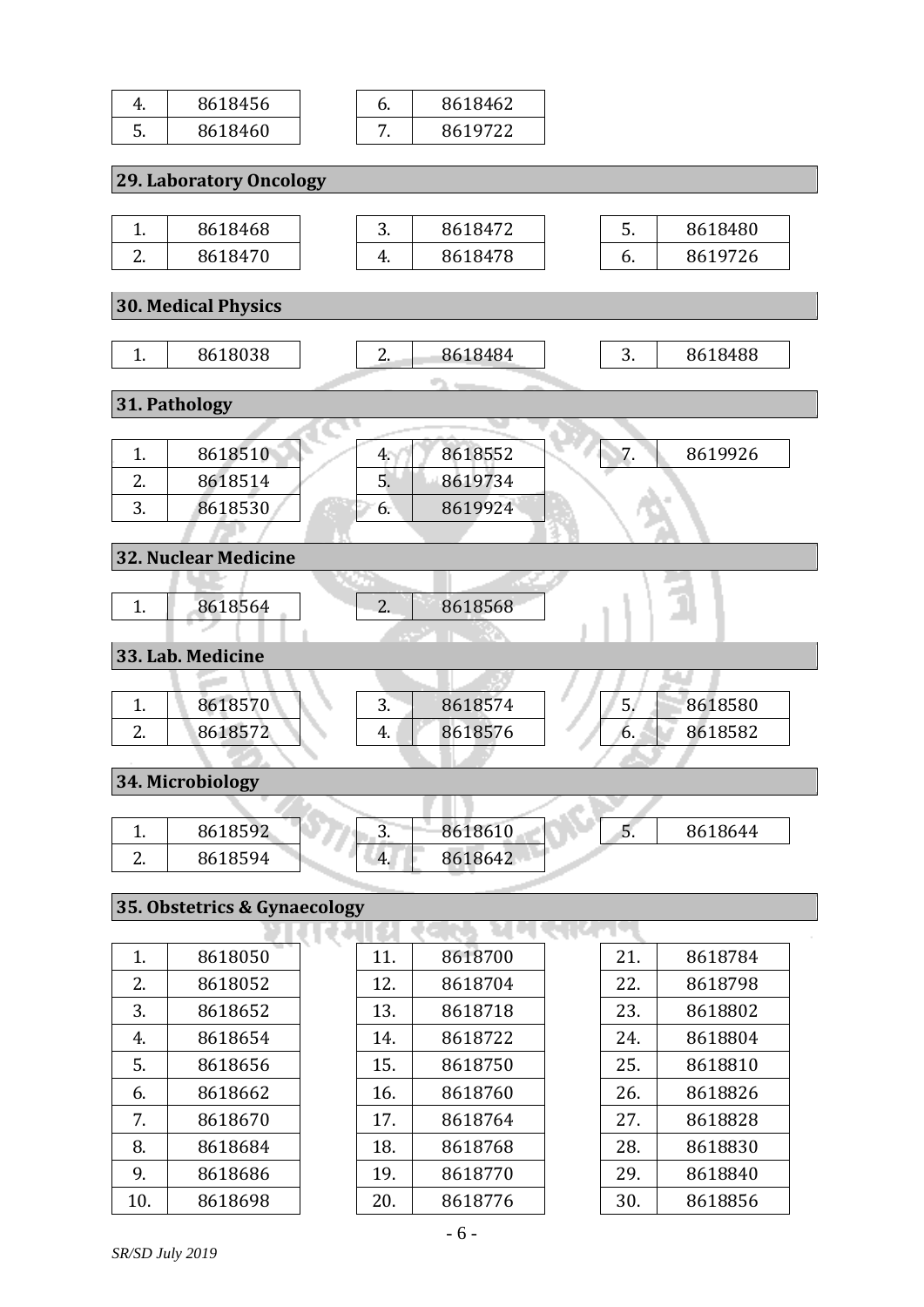| | | | |
|---|---|---|---|
| 4. | 8618456 | 6. | 8618462 |
| 5. | 8618460 | 7. | 8619722 |

## 29. Laboratory Oncology

| | | | | | |
|---|---|---|---|---|---|
| 1. | 8618468 | 3. | 8618472 | 5. | 8618480 |
| 2. | 8618470 | 4. | 8618478 | 6. | 8619726 |

## 30. Medical Physics

| | | | | | |
|---|---|---|---|---|---|
| 1. | 8618038 | 2. | 8618484 | 3. | 8618488 |

## 31. Pathology

| | | | | | |
|---|---|---|---|---|---|
| 1. | 8618510 | 4. | 8618552 | 7. | 8619926 |
| 2. | 8618514 | 5. | 8619734 | | |
| 3. | 8618530 | 6. | 8619924 | | |

## 32. Nuclear Medicine

| | | | |
|---|---|---|---|
| 1. | 8618564 | 2. | 8618568 |

## 33. Lab. Medicine

| | | | | | |
|---|---|---|---|---|---|
| 1. | 8618570 | 3. | 8618574 | 5. | 8618580 |
| 2. | 8618572 | 4. | 8618576 | 6. | 8618582 |

## 34. Microbiology

| | | | | | |
|---|---|---|---|---|---|
| 1. | 8618592 | 3. | 8618610 | 5. | 8618644 |
| 2. | 8618594 | 4. | 8618642 | | |

## 35. Obstetrics & Gynaecology

| | | | | | |
|---|---|---|---|---|---|
| 1. | 8618050 | 11. | 8618700 | 21. | 8618784 |
| 2. | 8618052 | 12. | 8618704 | 22. | 8618798 |
| 3. | 8618652 | 13. | 8618718 | 23. | 8618802 |
| 4. | 8618654 | 14. | 8618722 | 24. | 8618804 |
| 5. | 8618656 | 15. | 8618750 | 25. | 8618810 |
| 6. | 8618662 | 16. | 8618760 | 26. | 8618826 |
| 7. | 8618670 | 17. | 8618764 | 27. | 8618828 |
| 8. | 8618684 | 18. | 8618768 | 28. | 8618830 |
| 9. | 8618686 | 19. | 8618770 | 29. | 8618840 |
| 10. | 8618698 | 20. | 8618776 | 30. | 8618856 |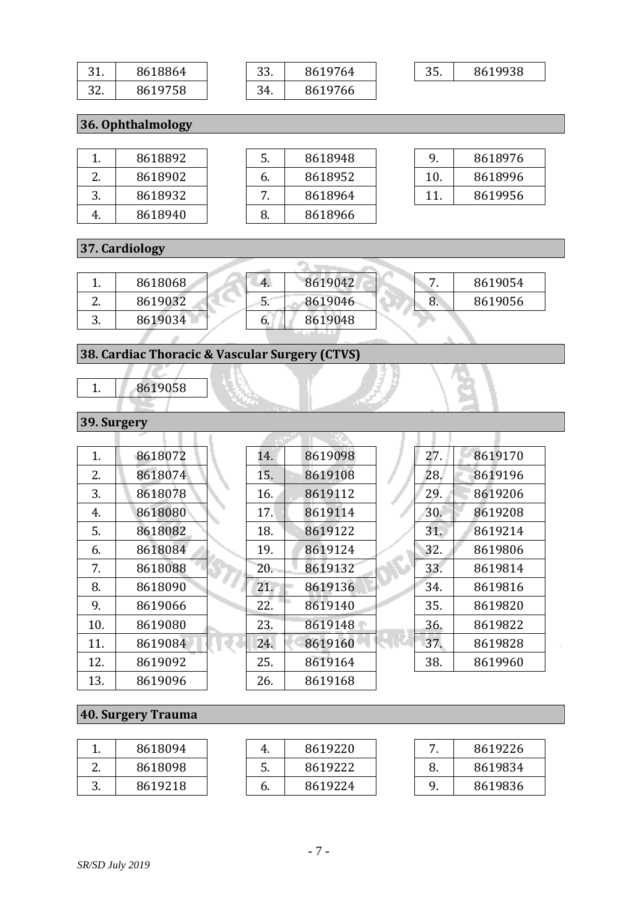| 31. | 8618864 |
|---|---|
| 32. | 8619758 |
| 33. | 8619764 |
| 34. | 8619766 |
| 35. | 8619938 |

## 36. Ophthalmology

| 1. | 8618892 |
|---|---|
| 2. | 8618902 |
| 3. | 8618932 |
| 4. | 8618940 |
| 5. | 8618948 |
| 6. | 8618952 |
| 7. | 8618964 |
| 8. | 8618966 |
| 9. | 8618976 |
| 10. | 8618996 |
| 11. | 8619956 |

## 37. Cardiology

| 1. | 8618068 |
|---|---|
| 2. | 8619032 |
| 3. | 8619034 |
| 4. | 8619042 |
| 5. | 8619046 |
| 6. | 8619048 |
| 7. | 8619054 |
| 8. | 8619056 |

## 38. Cardiac Thoracic & Vascular Surgery (CTVS)

| 1. | 8619058 |
|---|---|

## 39. Surgery

| 1. | 8618072 |
|---|---|
| 2. | 8618074 |
| 3. | 8618078 |
| 4. | 8618080 |
| 5. | 8618082 |
| 6. | 8618084 |
| 7. | 8618088 |
| 8. | 8618090 |
| 9. | 8619066 |
| 10. | 8619080 |
| 11. | 8619084 |
| 12. | 8619092 |
| 13. | 8619096 |
| 14. | 8619098 |
| 15. | 8619108 |
| 16. | 8619112 |
| 17. | 8619114 |
| 18. | 8619122 |
| 19. | 8619124 |
| 20. | 8619132 |
| 21. | 8619136 |
| 22. | 8619140 |
| 23. | 8619148 |
| 24. | 8619160 |
| 25. | 8619164 |
| 26. | 8619168 |
| 27. | 8619170 |
| 28. | 8619196 |
| 29. | 8619206 |
| 30. | 8619208 |
| 31. | 8619214 |
| 32. | 8619806 |
| 33. | 8619814 |
| 34. | 8619816 |
| 35. | 8619820 |
| 36. | 8619822 |
| 37. | 8619828 |
| 38. | 8619960 |

## 40. Surgery Trauma

| 1. | 8618094 |
|---|---|
| 2. | 8618098 |
| 3. | 8619218 |
| 4. | 8619220 |
| 5. | 8619222 |
| 6. | 8619224 |
| 7. | 8619226 |
| 8. | 8619834 |
| 9. | 8619836 |

*SR/SD July 2019*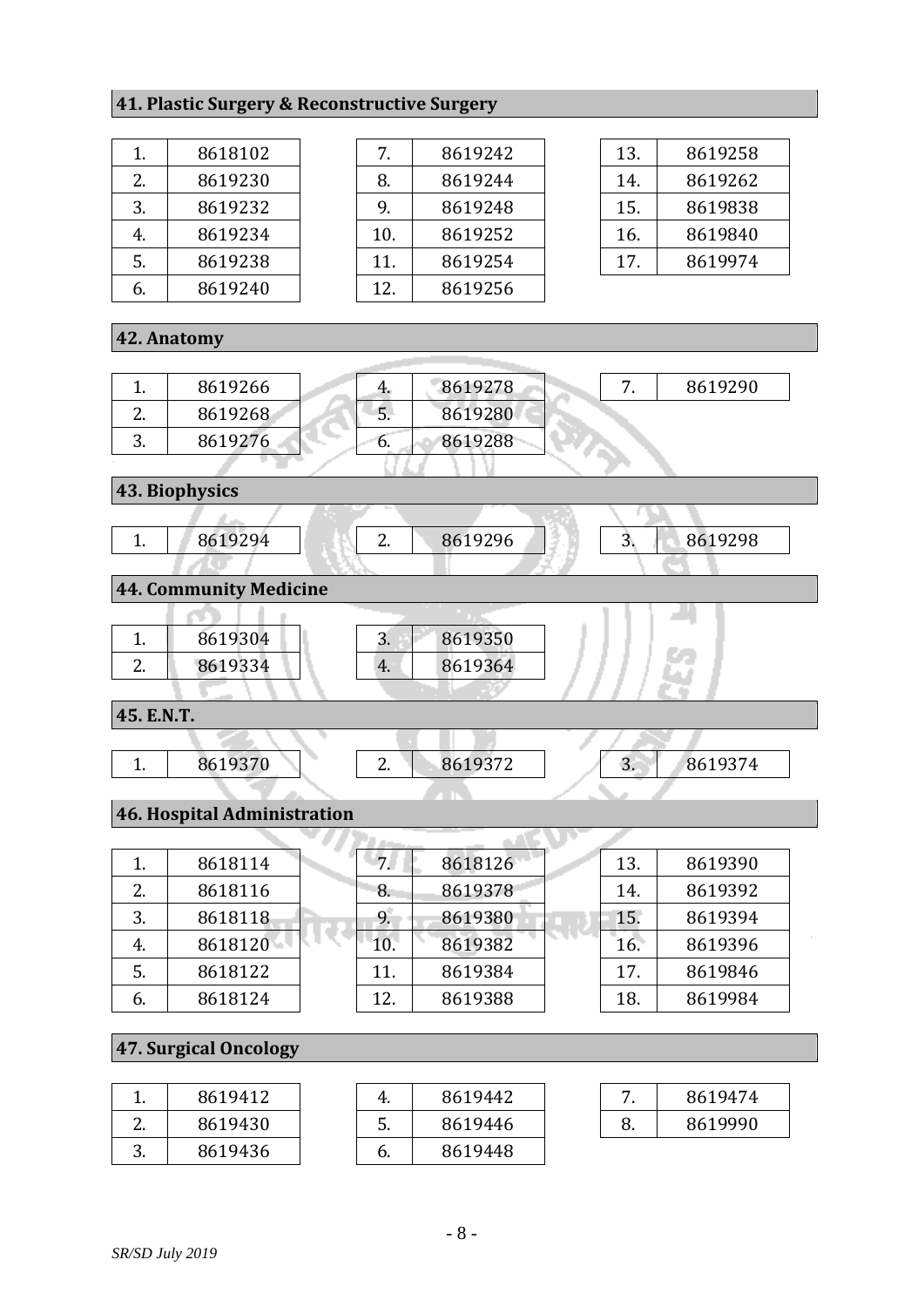## 41. Plastic Surgery & Reconstructive Surgery

| | | | | | |
|---|---|---|---|---|---|
| 1. | 8618102 | 7. | 8619242 | 13. | 8619258 |
| 2. | 8619230 | 8. | 8619244 | 14. | 8619262 |
| 3. | 8619232 | 9. | 8619248 | 15. | 8619838 |
| 4. | 8619234 | 10. | 8619252 | 16. | 8619840 |
| 5. | 8619238 | 11. | 8619254 | 17. | 8619974 |
| 6. | 8619240 | 12. | 8619256 | | |

## 42. Anatomy

| | | | | | |
|---|---|---|---|---|---|
| 1. | 8619266 | 4. | 8619278 | 7. | 8619290 |
| 2. | 8619268 | 5. | 8619280 | | |
| 3. | 8619276 | 6. | 8619288 | | |

## 43. Biophysics

| | | | | | |
|---|---|---|---|---|---|
| 1. | 8619294 | 2. | 8619296 | 3. | 8619298 |

## 44. Community Medicine

| | | | |
|---|---|---|---|
| 1. | 8619304 | 3. | 8619350 |
| 2. | 8619334 | 4. | 8619364 |

## 45. E.N.T.

| | | | | | |
|---|---|---|---|---|---|
| 1. | 8619370 | 2. | 8619372 | 3. | 8619374 |

## 46. Hospital Administration

| | | | | | |
|---|---|---|---|---|---|
| 1. | 8618114 | 7. | 8618126 | 13. | 8619390 |
| 2. | 8618116 | 8. | 8619378 | 14. | 8619392 |
| 3. | 8618118 | 9. | 8619380 | 15. | 8619394 |
| 4. | 8618120 | 10. | 8619382 | 16. | 8619396 |
| 5. | 8618122 | 11. | 8619384 | 17. | 8619846 |
| 6. | 8618124 | 12. | 8619388 | 18. | 8619984 |

## 47. Surgical Oncology

| | | | | | |
|---|---|---|---|---|---|
| 1. | 8619412 | 4. | 8619442 | 7. | 8619474 |
| 2. | 8619430 | 5. | 8619446 | 8. | 8619990 |
| 3. | 8619436 | 6. | 8619448 | | |

*SR/SD July 2019*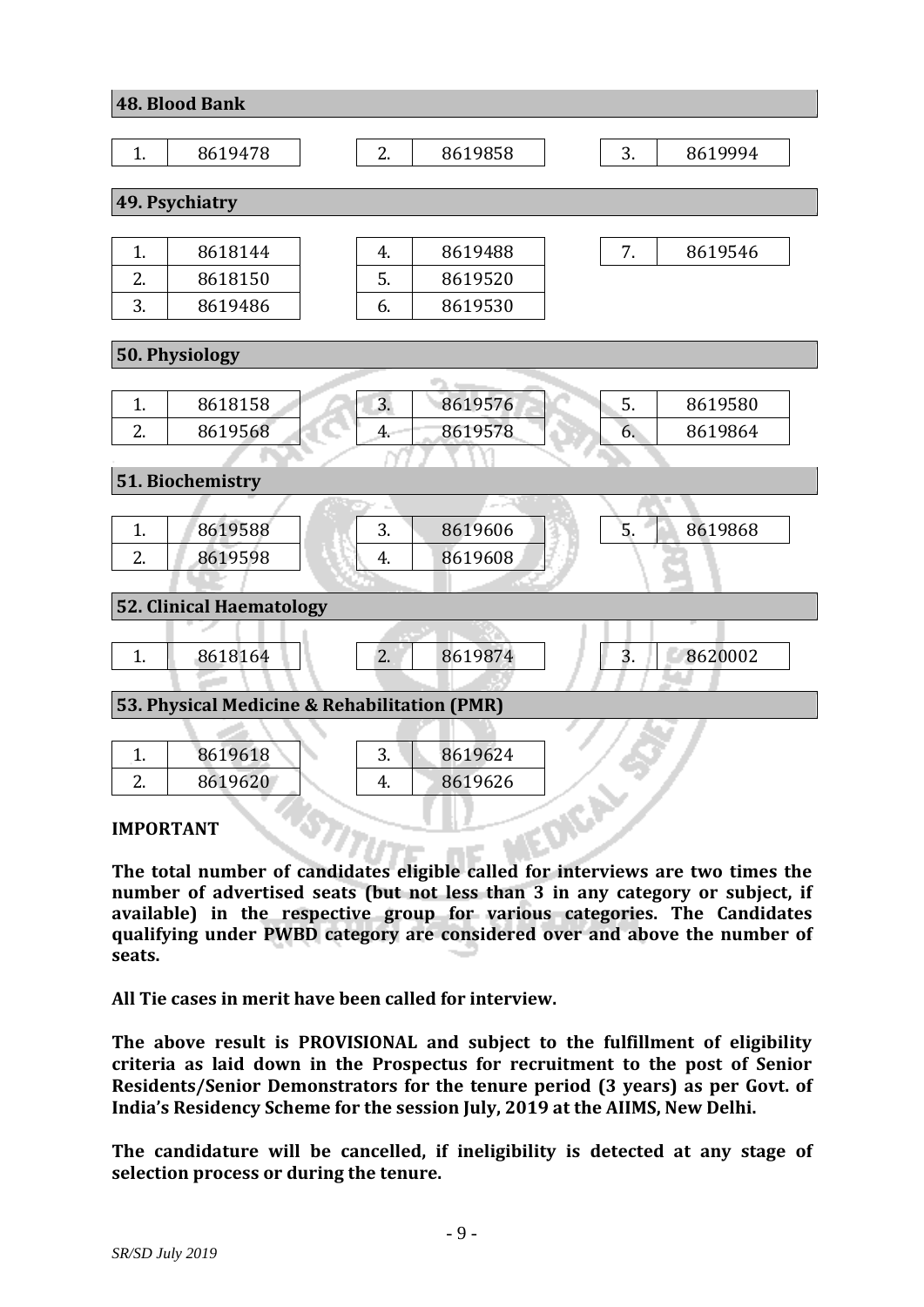## 48. Blood Bank

| | | | | | |
|---|---|---|---|---|---|
| 1. | 8619478 | 2. | 8619858 | 3. | 8619994 |

## 49. Psychiatry

| | | | | | |
|---|---|---|---|---|---|
| 1. | 8618144 | 4. | 8619488 | 7. | 8619546 |
| 2. | 8618150 | 5. | 8619520 | | |
| 3. | 8619486 | 6. | 8619530 | | |

## 50. Physiology

| | | | | | |
|---|---|---|---|---|---|
| 1. | 8618158 | 3. | 8619576 | 5. | 8619580 |
| 2. | 8619568 | 4. | 8619578 | 6. | 8619864 |

## 51. Biochemistry

| | | | | | |
|---|---|---|---|---|---|
| 1. | 8619588 | 3. | 8619606 | 5. | 8619868 |
| 2. | 8619598 | 4. | 8619608 | | |

## 52. Clinical Haematology

| | | | | | |
|---|---|---|---|---|---|
| 1. | 8618164 | 2. | 8619874 | 3. | 8620002 |

## 53. Physical Medicine & Rehabilitation (PMR)

| | | | |
|---|---|---|---|
| 1. | 8619618 | 3. | 8619624 |
| 2. | 8619620 | 4. | 8619626 |

**IMPORTANT**

**The total number of candidates eligible called for interviews are two times the number of advertised seats (but not less than 3 in any category or subject, if available) in the respective group for various categories. The Candidates qualifying under PWBD category are considered over and above the number of seats.**

**All Tie cases in merit have been called for interview.**

**The above result is PROVISIONAL and subject to the fulfillment of eligibility criteria as laid down in the Prospectus for recruitment to the post of Senior Residents/Senior Demonstrators for the tenure period (3 years) as per Govt. of India's Residency Scheme for the session July, 2019 at the AIIMS, New Delhi.**

**The candidature will be cancelled, if ineligibility is detected at any stage of selection process or during the tenure.**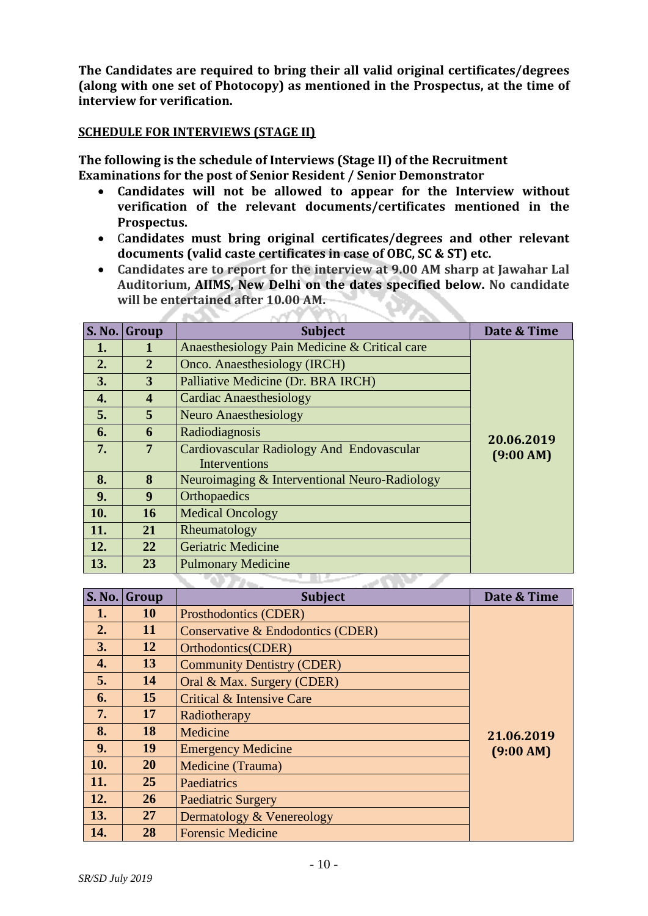**The Candidates are required to bring their all valid original certificates/degrees (along with one set of Photocopy) as mentioned in the Prospectus, at the time of interview for verification.**

## SCHEDULE FOR INTERVIEWS (STAGE II)

**The following is the schedule of Interviews (Stage II) of the Recruitment Examinations for the post of Senior Resident / Senior Demonstrator**

- **Candidates will not be allowed to appear for the Interview without verification of the relevant documents/certificates mentioned in the Prospectus.**
- **Candidates must bring original certificates/degrees and other relevant documents (valid caste certificates in case of OBC, SC & ST) etc.**
- **Candidates are to report for the interview at 9.00 AM sharp at Jawahar Lal Auditorium, AIIMS, New Delhi on the dates specified below. No candidate will be entertained after 10.00 AM.**

| S. No. | Group | Subject | Date & Time |
|---|---|---|---|
| 1. | 1 | Anaesthesiology Pain Medicine & Critical care | 20.06.2019 (9:00 AM) |
| 2. | 2 | Onco. Anaesthesiology (IRCH) | |
| 3. | 3 | Palliative Medicine (Dr. BRA IRCH) | |
| 4. | 4 | Cardiac Anaesthesiology | |
| 5. | 5 | Neuro Anaesthesiology | |
| 6. | 6 | Radiodiagnosis | |
| 7. | 7 | Cardiovascular Radiology And Endovascular Interventions | |
| 8. | 8 | Neuroimaging & Interventional Neuro-Radiology | |
| 9. | 9 | Orthopaedics | |
| 10. | 16 | Medical Oncology | |
| 11. | 21 | Rheumatology | |
| 12. | 22 | Geriatric Medicine | |
| 13. | 23 | Pulmonary Medicine | |

| S. No. | Group | Subject | Date & Time |
|---|---|---|---|
| 1. | 10 | Prosthodontics (CDER) | 21.06.2019 (9:00 AM) |
| 2. | 11 | Conservative & Endodontics (CDER) | |
| 3. | 12 | Orthodontics(CDER) | |
| 4. | 13 | Community Dentistry (CDER) | |
| 5. | 14 | Oral & Max. Surgery (CDER) | |
| 6. | 15 | Critical & Intensive Care | |
| 7. | 17 | Radiotherapy | |
| 8. | 18 | Medicine | |
| 9. | 19 | Emergency Medicine | |
| 10. | 20 | Medicine (Trauma) | |
| 11. | 25 | Paediatrics | |
| 12. | 26 | Paediatric Surgery | |
| 13. | 27 | Dermatology & Venereology | |
| 14. | 28 | Forensic Medicine | |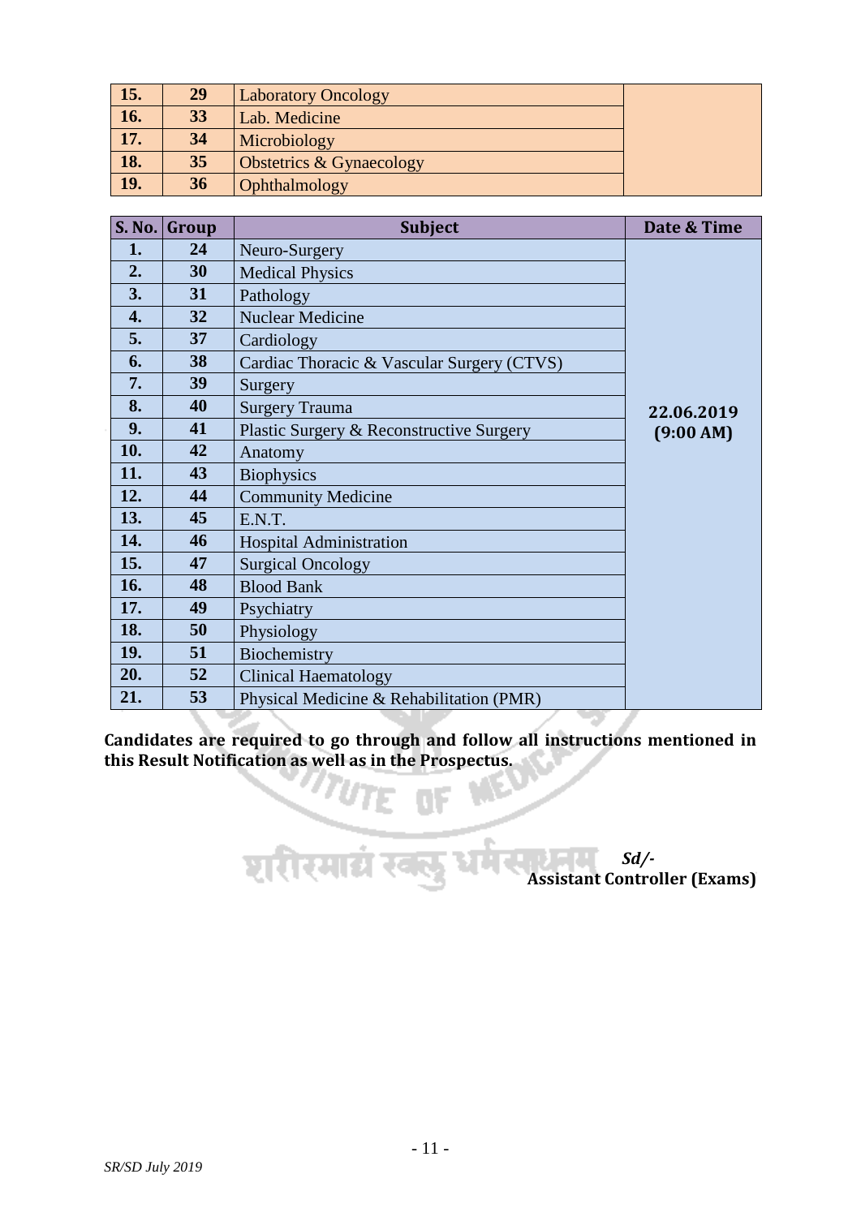| | | | |
|---|---|---|---|
| 15. | 29 | Laboratory Oncology | |
| 16. | 33 | Lab. Medicine | |
| 17. | 34 | Microbiology | |
| 18. | 35 | Obstetrics & Gynaecology | |
| 19. | 36 | Ophthalmology | |

| S. No. | Group | Subject | Date & Time |
|---|---|---|---|
| 1. | 24 | Neuro-Surgery | 22.06.2019 (9:00 AM) |
| 2. | 30 | Medical Physics | |
| 3. | 31 | Pathology | |
| 4. | 32 | Nuclear Medicine | |
| 5. | 37 | Cardiology | |
| 6. | 38 | Cardiac Thoracic & Vascular Surgery (CTVS) | |
| 7. | 39 | Surgery | |
| 8. | 40 | Surgery Trauma | |
| 9. | 41 | Plastic Surgery & Reconstructive Surgery | |
| 10. | 42 | Anatomy | |
| 11. | 43 | Biophysics | |
| 12. | 44 | Community Medicine | |
| 13. | 45 | E.N.T. | |
| 14. | 46 | Hospital Administration | |
| 15. | 47 | Surgical Oncology | |
| 16. | 48 | Blood Bank | |
| 17. | 49 | Psychiatry | |
| 18. | 50 | Physiology | |
| 19. | 51 | Biochemistry | |
| 20. | 52 | Clinical Haematology | |
| 21. | 53 | Physical Medicine & Rehabilitation (PMR) | |

**Candidates are required to go through and follow all instructions mentioned in this Result Notification as well as in the Prospectus.**

*Sd/-*
**Assistant Controller (Exams)**

*SR/SD July 2019*